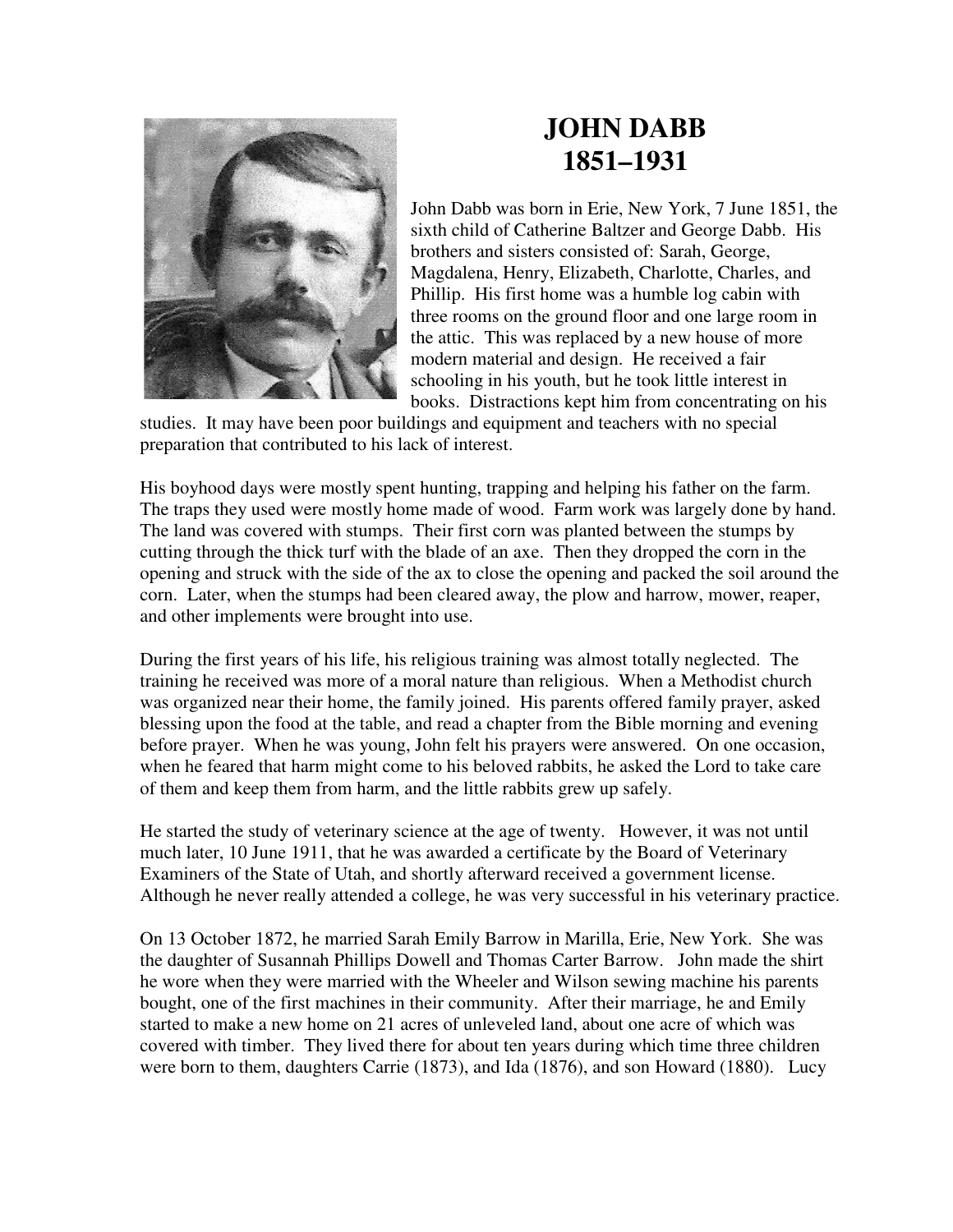# JOHN DABB
## 1851–1931

John Dabb was born in Erie, New York, 7 June 1851, the sixth child of Catherine Baltzer and George Dabb. His brothers and sisters consisted of: Sarah, George, Magdalena, Henry, Elizabeth, Charlotte, Charles, and Phillip. His first home was a humble log cabin with three rooms on the ground floor and one large room in the attic. This was replaced by a new house of more modern material and design. He received a fair schooling in his youth, but he took little interest in books. Distractions kept him from concentrating on his studies. It may have been poor buildings and equipment and teachers with no special preparation that contributed to his lack of interest.

His boyhood days were mostly spent hunting, trapping and helping his father on the farm. The traps they used were mostly home made of wood. Farm work was largely done by hand. The land was covered with stumps. Their first corn was planted between the stumps by cutting through the thick turf with the blade of an axe. Then they dropped the corn in the opening and struck with the side of the ax to close the opening and packed the soil around the corn. Later, when the stumps had been cleared away, the plow and harrow, mower, reaper, and other implements were brought into use.

During the first years of his life, his religious training was almost totally neglected. The training he received was more of a moral nature than religious. When a Methodist church was organized near their home, the family joined. His parents offered family prayer, asked blessing upon the food at the table, and read a chapter from the Bible morning and evening before prayer. When he was young, John felt his prayers were answered. On one occasion, when he feared that harm might come to his beloved rabbits, he asked the Lord to take care of them and keep them from harm, and the little rabbits grew up safely.

He started the study of veterinary science at the age of twenty. However, it was not until much later, 10 June 1911, that he was awarded a certificate by the Board of Veterinary Examiners of the State of Utah, and shortly afterward received a government license. Although he never really attended a college, he was very successful in his veterinary practice.

On 13 October 1872, he married Sarah Emily Barrow in Marilla, Erie, New York. She was the daughter of Susannah Phillips Dowell and Thomas Carter Barrow. John made the shirt he wore when they were married with the Wheeler and Wilson sewing machine his parents bought, one of the first machines in their community. After their marriage, he and Emily started to make a new home on 21 acres of unleveled land, about one acre of which was covered with timber. They lived there for about ten years during which time three children were born to them, daughters Carrie (1873), and Ida (1876), and son Howard (1880). Lucy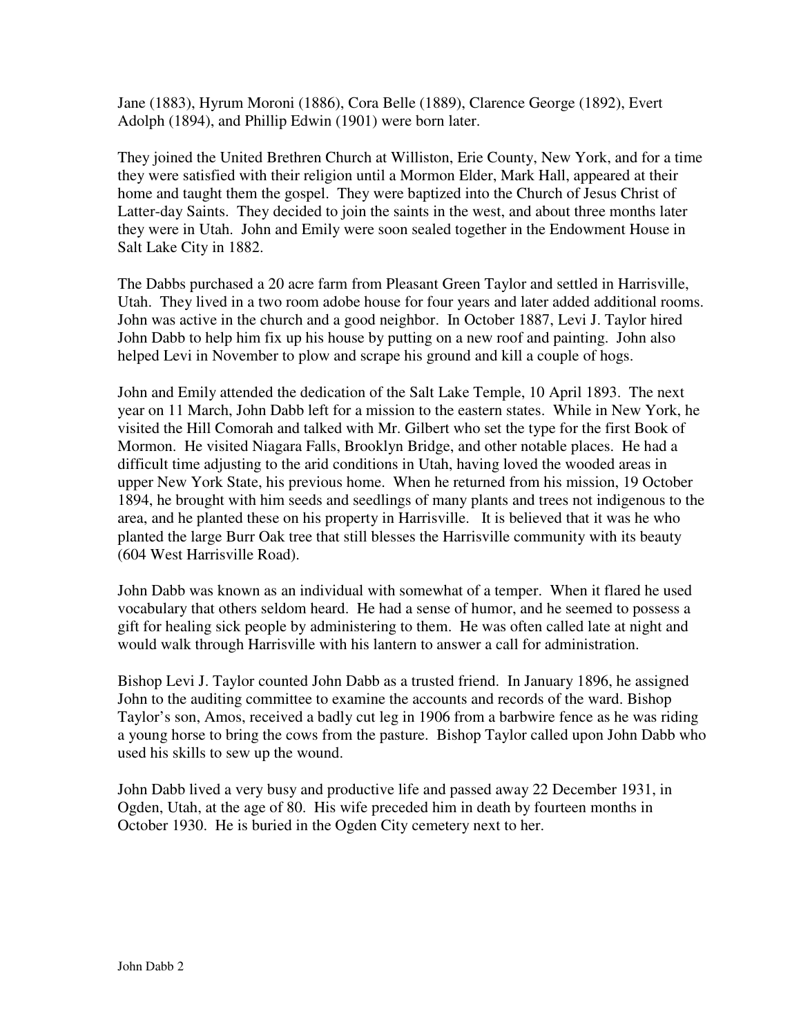Jane (1883), Hyrum Moroni (1886), Cora Belle (1889), Clarence George (1892), Evert Adolph (1894), and Phillip Edwin (1901) were born later.

They joined the United Brethren Church at Williston, Erie County, New York, and for a time they were satisfied with their religion until a Mormon Elder, Mark Hall, appeared at their home and taught them the gospel. They were baptized into the Church of Jesus Christ of Latter-day Saints. They decided to join the saints in the west, and about three months later they were in Utah. John and Emily were soon sealed together in the Endowment House in Salt Lake City in 1882.

The Dabbs purchased a 20 acre farm from Pleasant Green Taylor and settled in Harrisville, Utah. They lived in a two room adobe house for four years and later added additional rooms. John was active in the church and a good neighbor. In October 1887, Levi J. Taylor hired John Dabb to help him fix up his house by putting on a new roof and painting. John also helped Levi in November to plow and scrape his ground and kill a couple of hogs.

John and Emily attended the dedication of the Salt Lake Temple, 10 April 1893. The next year on 11 March, John Dabb left for a mission to the eastern states. While in New York, he visited the Hill Comorah and talked with Mr. Gilbert who set the type for the first Book of Mormon. He visited Niagara Falls, Brooklyn Bridge, and other notable places. He had a difficult time adjusting to the arid conditions in Utah, having loved the wooded areas in upper New York State, his previous home. When he returned from his mission, 19 October 1894, he brought with him seeds and seedlings of many plants and trees not indigenous to the area, and he planted these on his property in Harrisville. It is believed that it was he who planted the large Burr Oak tree that still blesses the Harrisville community with its beauty (604 West Harrisville Road).

John Dabb was known as an individual with somewhat of a temper. When it flared he used vocabulary that others seldom heard. He had a sense of humor, and he seemed to possess a gift for healing sick people by administering to them. He was often called late at night and would walk through Harrisville with his lantern to answer a call for administration.

Bishop Levi J. Taylor counted John Dabb as a trusted friend. In January 1896, he assigned John to the auditing committee to examine the accounts and records of the ward. Bishop Taylor's son, Amos, received a badly cut leg in 1906 from a barbwire fence as he was riding a young horse to bring the cows from the pasture. Bishop Taylor called upon John Dabb who used his skills to sew up the wound.

John Dabb lived a very busy and productive life and passed away 22 December 1931, in Ogden, Utah, at the age of 80. His wife preceded him in death by fourteen months in October 1930. He is buried in the Ogden City cemetery next to her.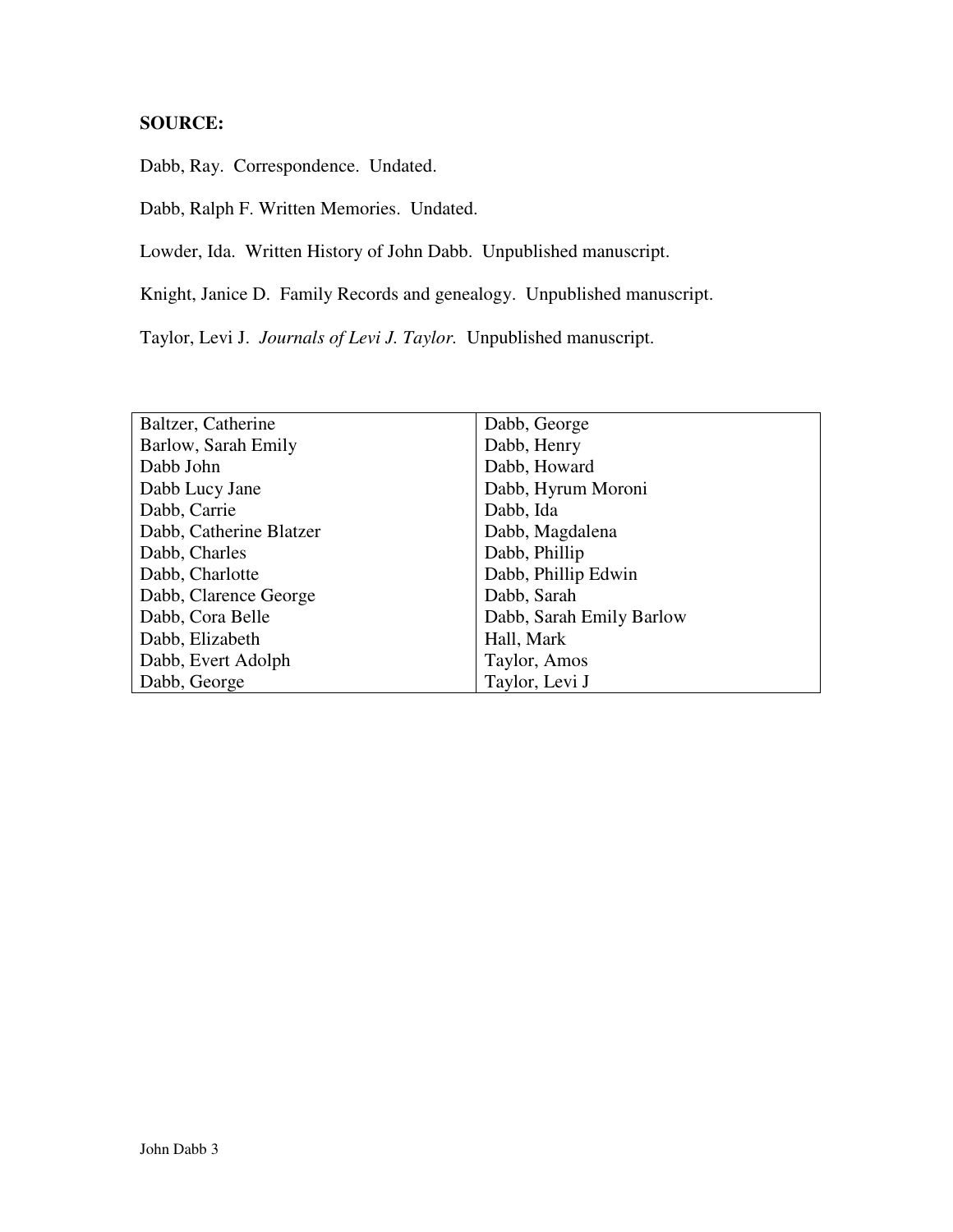**SOURCE:**

Dabb, Ray. Correspondence. Undated.

Dabb, Ralph F. Written Memories. Undated.

Lowder, Ida. Written History of John Dabb. Unpublished manuscript.

Knight, Janice D. Family Records and genealogy. Unpublished manuscript.

Taylor, Levi J. *Journals of Levi J. Taylor.* Unpublished manuscript.

| | |
|---|---|
| Baltzer, Catherine | Dabb, George |
| Barlow, Sarah Emily | Dabb, Henry |
| Dabb John | Dabb, Howard |
| Dabb Lucy Jane | Dabb, Hyrum Moroni |
| Dabb, Carrie | Dabb, Ida |
| Dabb, Catherine Blatzer | Dabb, Magdalena |
| Dabb, Charles | Dabb, Phillip |
| Dabb, Charlotte | Dabb, Phillip Edwin |
| Dabb, Clarence George | Dabb, Sarah |
| Dabb, Cora Belle | Dabb, Sarah Emily Barlow |
| Dabb, Elizabeth | Hall, Mark |
| Dabb, Evert Adolph | Taylor, Amos |
| Dabb, George | Taylor, Levi J |